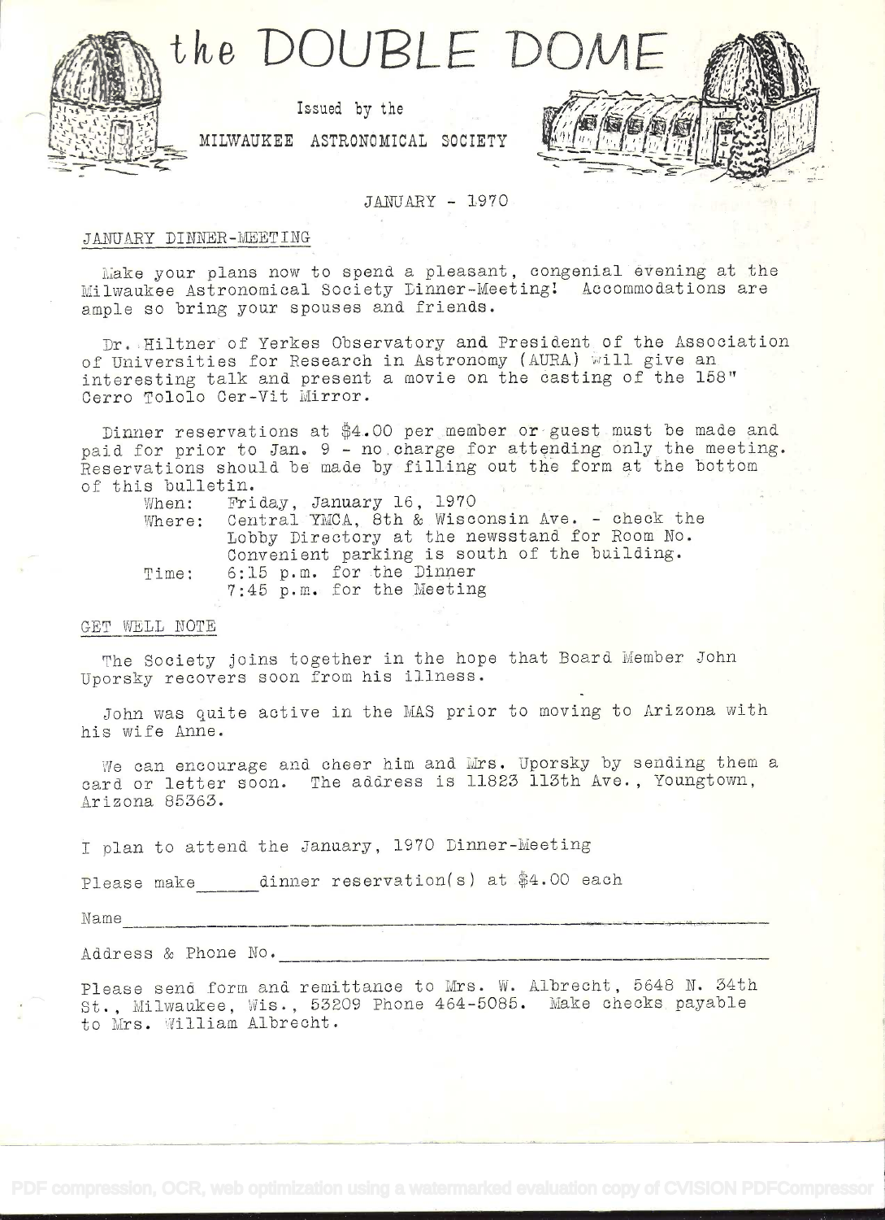# the DOUBLE DOME

Issued by the

MILWAUKEE ASTRONOMICAL SOCIETY

JANUARY - 1970

## JANUARY DINNER-MEETING

Make your plans now to spend a pleasant, congenial evening at the Milwaukee Astronomical Society Dinner-Meeting! Accommodations are ample so bring your spouses and friends.

Dr. Hiltner of Yerkes Observatory and President of the Association of Universities for Research in Astronomy (AURA) will give an interesting talk and present a movie on the casting of the 158" Cerro Tololo Cer-Vit Mirror.

Dinner reservations at $4.00 per member or guest must be made and paid for prior to Jan. 9 - no charge for attending only the meeting. Reservations should be made by filling out the form at the bottom of this bulletin.

When: Friday, January 16, 1970
Where: Central YMCA, 8th & Wisconsin Ave. - check the Lobby Directory at the newsstand for Room No. Convenient parking is south of the building.
Time: 6:15 p.m. for the Dinner
7:45 p.m. for the Meeting

## GET WELL NOTE

The Society joins together in the hope that Board Member John Uporsky recovers soon from his illness.

John was quite active in the MAS prior to moving to Arizona with his wife Anne.

We can encourage and cheer him and Mrs. Uporsky by sending them a card or letter soon. The address is 11823 113th Ave., Youngtown, Arizona 85363.

I plan to attend the January, 1970 Dinner-Meeting

Please make ______ dinner reservation(s) at $4.00 each

Name ____________________________________________

Address & Phone No. ______________________________

Please send form and remittance to Mrs. W. Albrecht, 5648 N. 34th St., Milwaukee, Wis., 53209 Phone 464-5085. Make checks payable to Mrs. William Albrecht.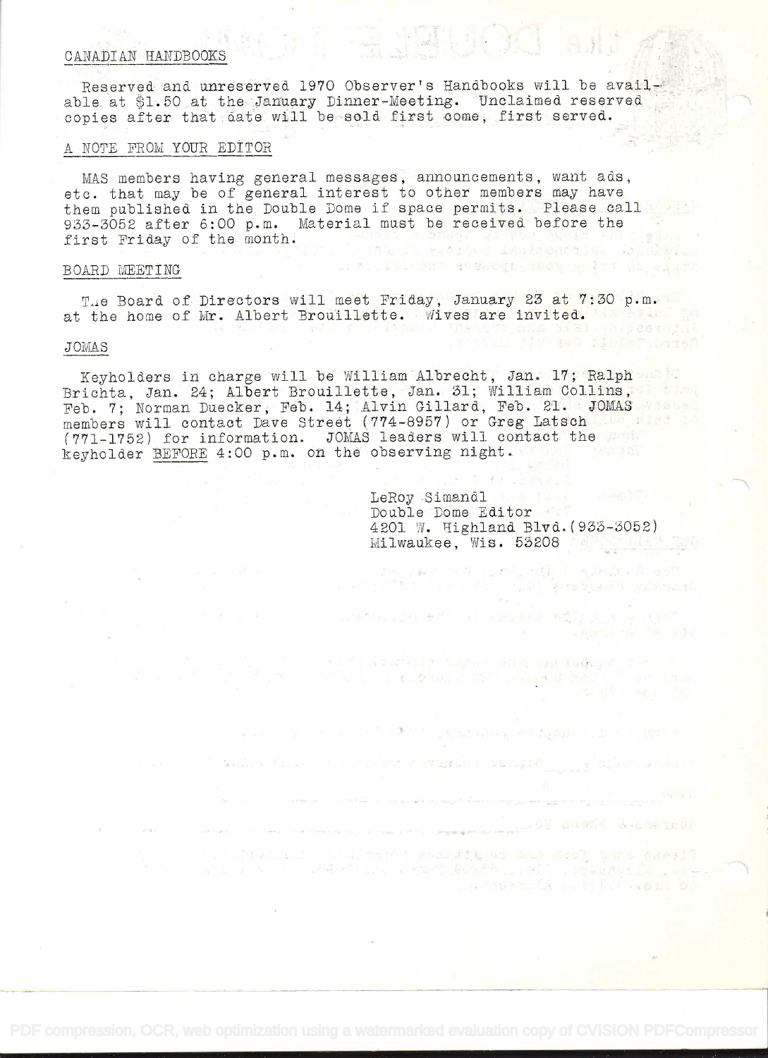## CANADIAN HANDBOOKS

Reserved and unreserved 1970 Observer's Handbooks will be available at $1.50 at the January Dinner-Meeting. Unclaimed reserved copies after that date will be sold first come, first served.

## A NOTE FROM YOUR EDITOR

MAS members having general messages, announcements, want ads, etc. that may be of general interest to other members may have them published in the Double Dome if space permits. Please call 933-3052 after 6:00 p.m. Material must be received before the first Friday of the month.

## BOARD MEETING

The Board of Directors will meet Friday, January 23 at 7:30 p.m. at the home of Mr. Albert Brouillette. Wives are invited.

## JOMAS

Keyholders in charge will be William Albrecht, Jan. 17; Ralph Brichta, Jan. 24; Albert Brouillette, Jan. 31; William Collins, Feb. 7; Norman Duecker, Feb. 14; Alvin Gillard, Feb. 21. JOMAS members will contact Dave Street (774-8957) or Greg Latsch (771-1752) for information. JOMAS leaders will contact the keyholder BEFORE 4:00 p.m. on the observing night.

LeRoy Simandl  
Double Dome Editor  
4201 W. Highland Blvd. (933-3052)  
Milwaukee, Wis. 53208